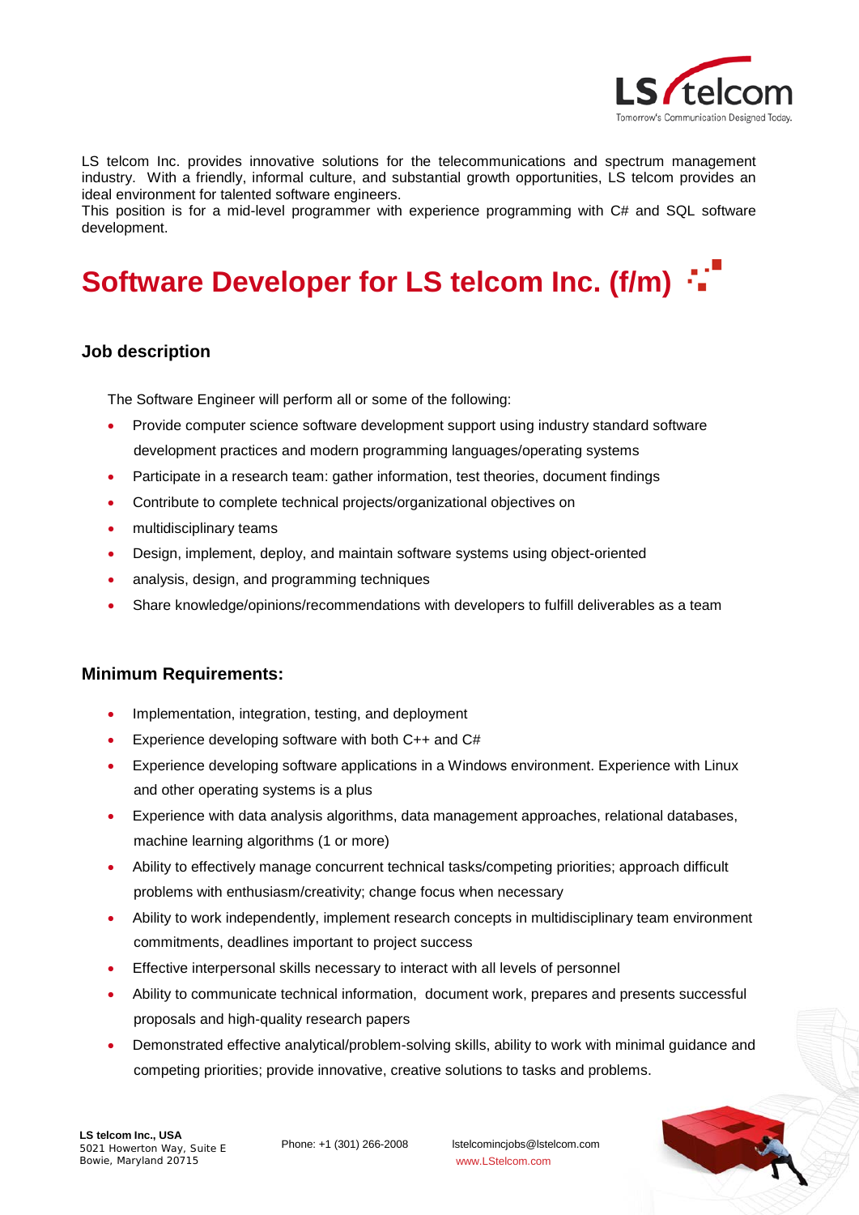LS telcom Inc. provides innovative solutions for the telecommunications and spectrum management industry. With a friendly, informal culture, and substantial growth opportunities, LS telcom provides an ideal environment for talented software engineers.
This position is for a mid-level programmer with experience programming with C# and SQL software development.

# Software Developer for LS telcom Inc. (f/m)

## Job description

The Software Engineer will perform all or some of the following:

- Provide computer science software development support using industry standard software development practices and modern programming languages/operating systems
- Participate in a research team: gather information, test theories, document findings
- Contribute to complete technical projects/organizational objectives on
- multidisciplinary teams
- Design, implement, deploy, and maintain software systems using object-oriented
- analysis, design, and programming techniques
- Share knowledge/opinions/recommendations with developers to fulfill deliverables as a team

## Minimum Requirements:

- Implementation, integration, testing, and deployment
- Experience developing software with both C++ and C#
- Experience developing software applications in a Windows environment. Experience with Linux and other operating systems is a plus
- Experience with data analysis algorithms, data management approaches, relational databases, machine learning algorithms (1 or more)
- Ability to effectively manage concurrent technical tasks/competing priorities; approach difficult problems with enthusiasm/creativity; change focus when necessary
- Ability to work independently, implement research concepts in multidisciplinary team environment commitments, deadlines important to project success
- Effective interpersonal skills necessary to interact with all levels of personnel
- Ability to communicate technical information, document work, prepares and presents successful proposals and high-quality research papers
- Demonstrated effective analytical/problem-solving skills, ability to work with minimal guidance and competing priorities; provide innovative, creative solutions to tasks and problems.

**LS telcom Inc., USA**
5021 Howerton Way, Suite E
Bowie, Maryland 20715

Phone: +1 (301) 266-2008

lstelcomincjobs@lstelcom.com
www.LStelcom.com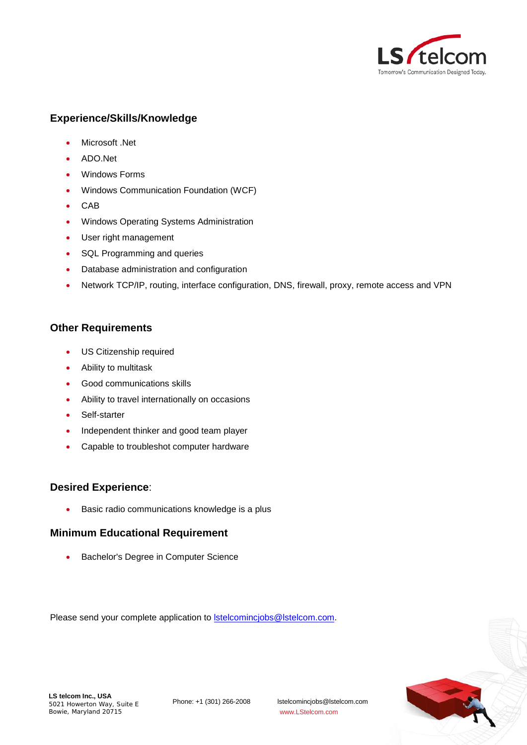## Experience/Skills/Knowledge

- Microsoft .Net
- ADO.Net
- Windows Forms
- Windows Communication Foundation (WCF)
- CAB
- Windows Operating Systems Administration
- User right management
- SQL Programming and queries
- Database administration and configuration
- Network TCP/IP, routing, interface configuration, DNS, firewall, proxy, remote access and VPN

## Other Requirements

- US Citizenship required
- Ability to multitask
- Good communications skills
- Ability to travel internationally on occasions
- Self-starter
- Independent thinker and good team player
- Capable to troubleshot computer hardware

## Desired Experience:

- Basic radio communications knowledge is a plus

## Minimum Educational Requirement

- Bachelor's Degree in Computer Science

Please send your complete application to lstelcomincjobs@lstelcom.com.

**LS telcom Inc., USA**
5021 Howerton Way, Suite E
Bowie, Maryland 20715

Phone: +1 (301) 266-2008

lstelcomincjobs@lstelcom.com
www.LStelcom.com